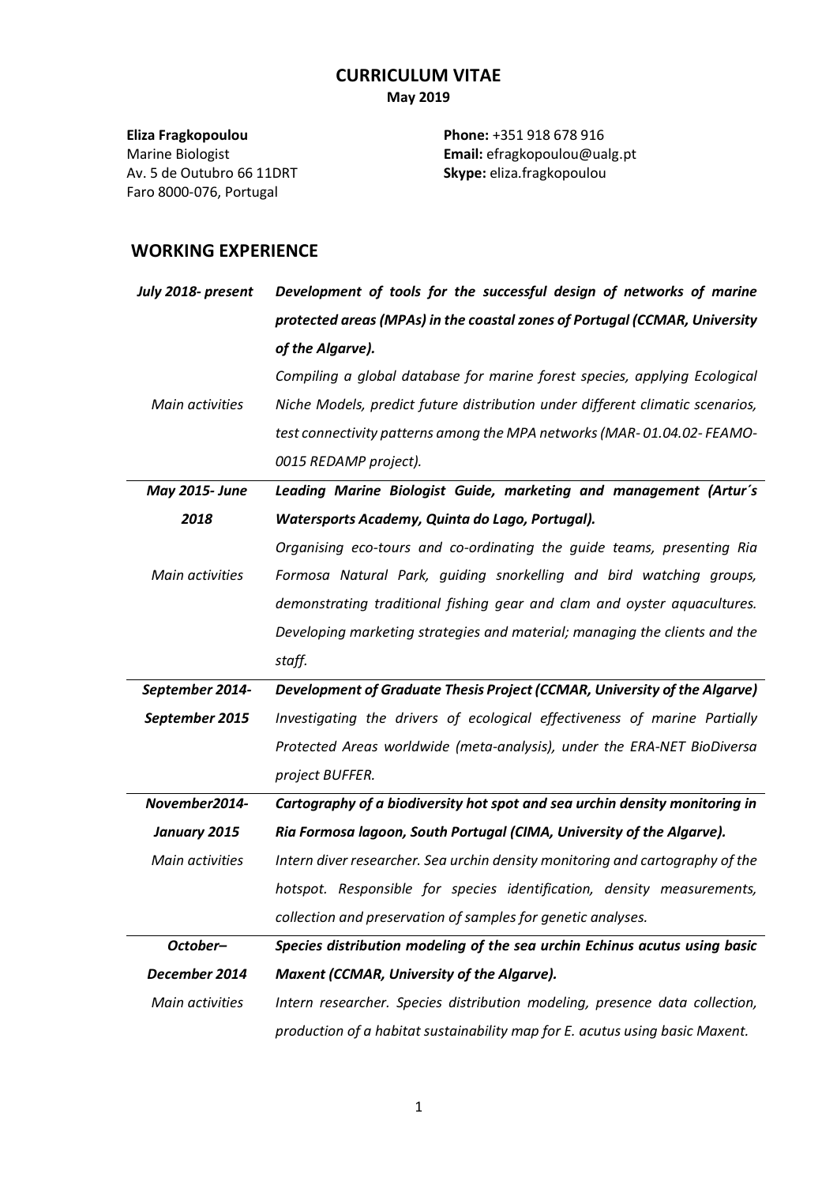# CURRICULUM VITAE

**May 2019**

**Eliza Fragkopoulou**
Marine Biologist
Av. 5 de Outubro 66 11DRT
Faro 8000-076, Portugal

**Phone:** +351 918 678 916
**Email:** efragkopoulou@ualg.pt
**Skype:** eliza.fragkopoulou

## WORKING EXPERIENCE

| | |
|---|---|
| ***July 2018- present*** | ***Development of tools for the successful design of networks of marine protected areas (MPAs) in the coastal zones of Portugal (CCMAR, University of the Algarve).*** |
| *Main activities* | *Compiling a global database for marine forest species, applying Ecological Niche Models, predict future distribution under different climatic scenarios, test connectivity patterns among the MPA networks (MAR- 01.04.02- FEAMO- 0015 REDAMP project).* |
| ***May 2015- June 2018*** | ***Leading Marine Biologist Guide, marketing and management (Artur´s Watersports Academy, Quinta do Lago, Portugal).*** |
| *Main activities* | *Organising eco-tours and co-ordinating the guide teams, presenting Ria Formosa Natural Park, guiding snorkelling and bird watching groups, demonstrating traditional fishing gear and clam and oyster aquacultures. Developing marketing strategies and material; managing the clients and the staff.* |
| ***September 2014- September 2015*** | ***Development of Graduate Thesis Project (CCMAR, University of the Algarve)*** *Investigating the drivers of ecological effectiveness of marine Partially Protected Areas worldwide (meta-analysis), under the ERA-NET BioDiversa project BUFFER.* |
| ***November2014- January 2015*** | ***Cartography of a biodiversity hot spot and sea urchin density monitoring in Ria Formosa lagoon, South Portugal (CIMA, University of the Algarve).*** |
| *Main activities* | *Intern diver researcher. Sea urchin density monitoring and cartography of the hotspot. Responsible for species identification, density measurements, collection and preservation of samples for genetic analyses.* |
| ***October– December 2014*** | ***Species distribution modeling of the sea urchin Echinus acutus using basic Maxent (CCMAR, University of the Algarve).*** |
| *Main activities* | *Intern researcher. Species distribution modeling, presence data collection, production of a habitat sustainability map for E. acutus using basic Maxent.* |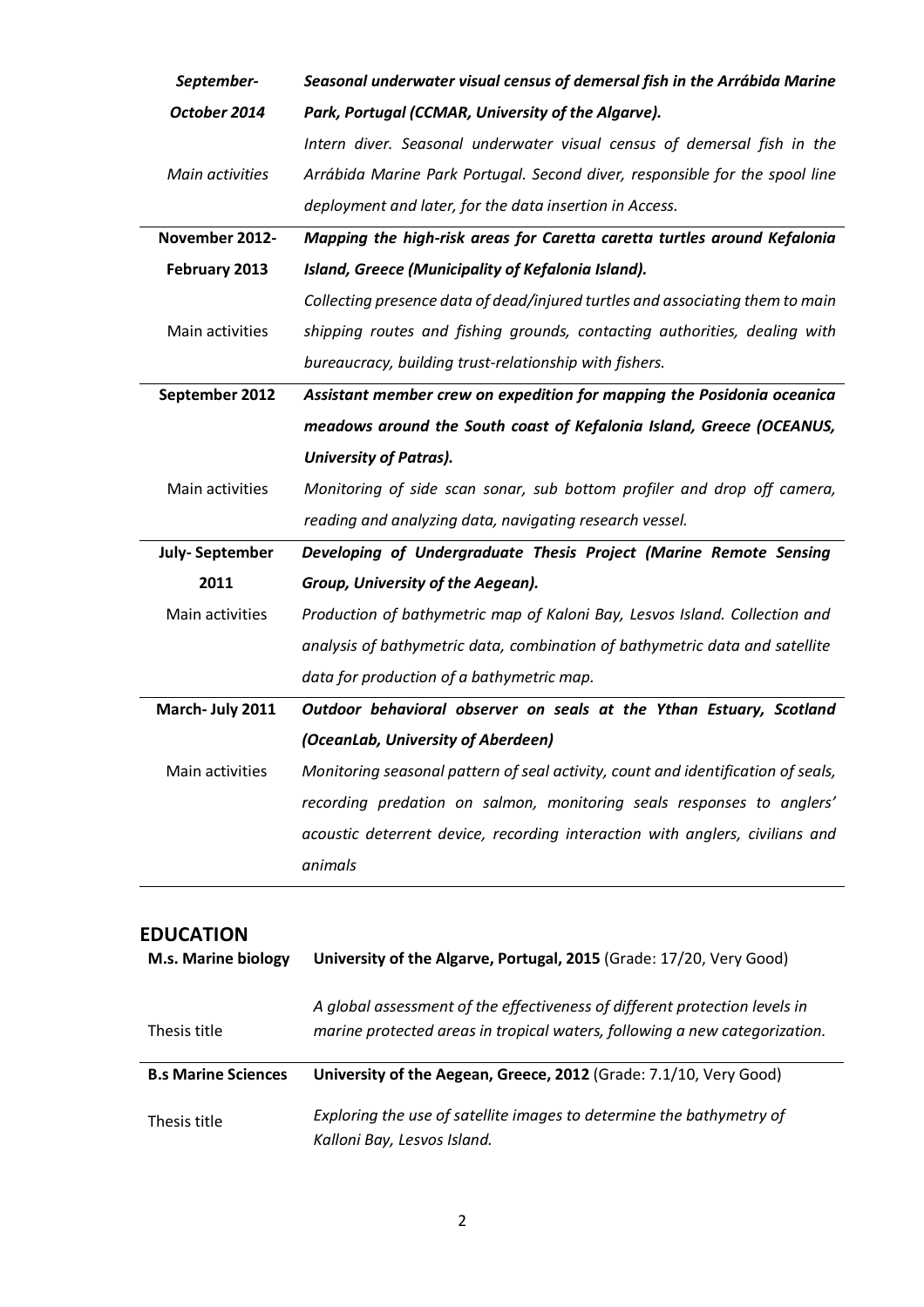| | |
|---|---|
| ***September-October 2014*** | ***Seasonal underwater visual census of demersal fish in the Arrábida Marine Park, Portugal (CCMAR, University of the Algarve).*** |
| *Main activities* | *Intern diver. Seasonal underwater visual census of demersal fish in the Arrábida Marine Park Portugal. Second diver, responsible for the spool line deployment and later, for the data insertion in Access.* |
| **November 2012-February 2013** | ***Mapping the high-risk areas for Caretta caretta turtles around Kefalonia Island, Greece (Municipality of Kefalonia Island).*** |
| Main activities | *Collecting presence data of dead/injured turtles and associating them to main shipping routes and fishing grounds, contacting authorities, dealing with bureaucracy, building trust-relationship with fishers.* |
| **September 2012** | ***Assistant member crew on expedition for mapping the Posidonia oceanica meadows around the South coast of Kefalonia Island, Greece (OCEANUS, University of Patras).*** |
| Main activities | *Monitoring of side scan sonar, sub bottom profiler and drop off camera, reading and analyzing data, navigating research vessel.* |
| **July- September 2011** | ***Developing of Undergraduate Thesis Project (Marine Remote Sensing Group, University of the Aegean).*** |
| Main activities | *Production of bathymetric map of Kaloni Bay, Lesvos Island. Collection and analysis of bathymetric data, combination of bathymetric data and satellite data for production of a bathymetric map.* |
| **March- July 2011** | ***Outdoor behavioral observer on seals at the Ythan Estuary, Scotland (OceanLab, University of Aberdeen)*** |
| Main activities | *Monitoring seasonal pattern of seal activity, count and identification of seals, recording predation on salmon, monitoring seals responses to anglers' acoustic deterrent device, recording interaction with anglers, civilians and animals* |

## EDUCATION

| | |
|---|---|
| **M.s. Marine biology** | **University of the Algarve, Portugal, 2015** (Grade: 17/20, Very Good) |
| Thesis title | *A global assessment of the effectiveness of different protection levels in marine protected areas in tropical waters, following a new categorization.* |
| **B.s Marine Sciences** | **University of the Aegean, Greece, 2012** (Grade: 7.1/10, Very Good) |
| Thesis title | *Exploring the use of satellite images to determine the bathymetry of Kalloni Bay, Lesvos Island.* |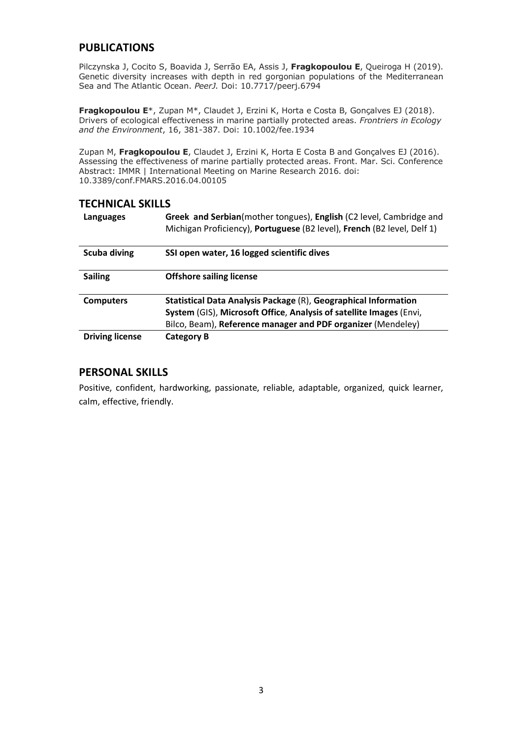## PUBLICATIONS

Pilczynska J, Cocito S, Boavida J, Serrão EA, Assis J, **Fragkopoulou E**, Queiroga H (2019). Genetic diversity increases with depth in red gorgonian populations of the Mediterranean Sea and The Atlantic Ocean. *PeerJ.* Doi: 10.7717/peerj.6794

**Fragkopoulou E***, Zupan M*, Claudet J, Erzini K, Horta e Costa B, Gonçalves EJ (2018). Drivers of ecological effectiveness in marine partially protected areas. *Frontriers in Ecology and the Environment*, 16, 381-387. Doi: 10.1002/fee.1934

Zupan M, **Fragkopoulou E**, Claudet J, Erzini K, Horta E Costa B and Gonçalves EJ (2016). Assessing the effectiveness of marine partially protected areas. Front. Mar. Sci. Conference Abstract: IMMR | International Meeting on Marine Research 2016. doi: 10.3389/conf.FMARS.2016.04.00105

## TECHNICAL SKILLS

| | |
|---|---|
| **Languages** | **Greek and Serbian**(mother tongues), **English** (C2 level, Cambridge and Michigan Proficiency), **Portuguese** (B2 level), **French** (B2 level, Delf 1) |
| **Scuba diving** | **SSI open water, 16 logged scientific dives** |
| **Sailing** | **Offshore sailing license** |
| **Computers** | **Statistical Data Analysis Package** (R), **Geographical Information System** (GIS), **Microsoft Office**, **Analysis of satellite Images** (Envi, Bilco, Beam), **Reference manager and PDF organizer** (Mendeley) |
| **Driving license** | **Category B** |

## PERSONAL SKILLS

Positive, confident, hardworking, passionate, reliable, adaptable, organized, quick learner, calm, effective, friendly.